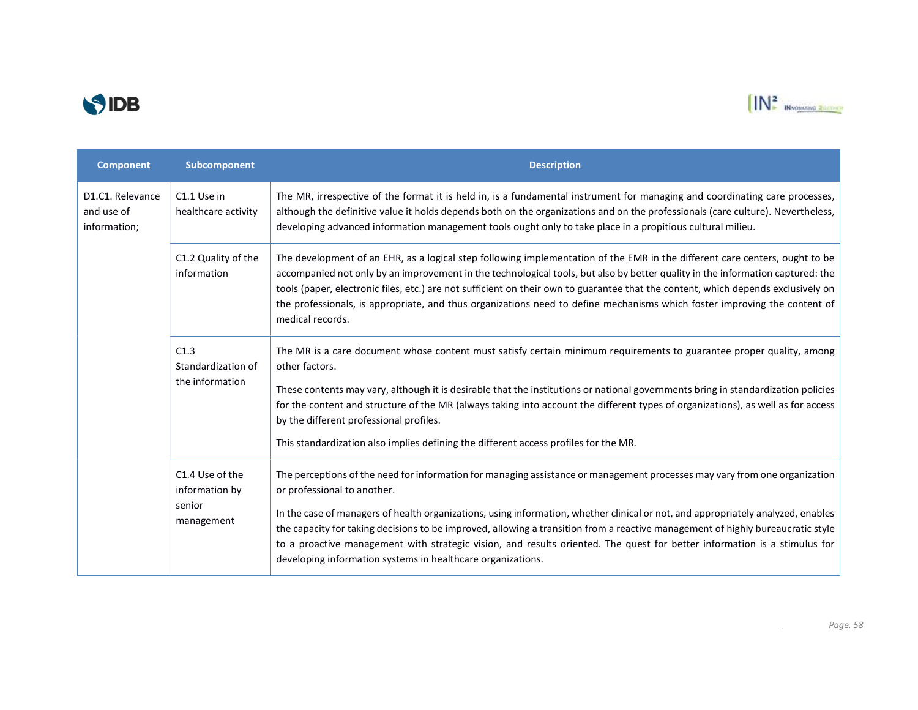| Component | Subcomponent | Description |
|---|---|---|
| D1.C1. Relevance and use of information; | C1.1 Use in healthcare activity | The MR, irrespective of the format it is held in, is a fundamental instrument for managing and coordinating care processes, although the definitive value it holds depends both on the organizations and on the professionals (care culture). Nevertheless, developing advanced information management tools ought only to take place in a propitious cultural milieu. |
| | C1.2 Quality of the information | The development of an EHR, as a logical step following implementation of the EMR in the different care centers, ought to be accompanied not only by an improvement in the technological tools, but also by better quality in the information captured: the tools (paper, electronic files, etc.) are not sufficient on their own to guarantee that the content, which depends exclusively on the professionals, is appropriate, and thus organizations need to define mechanisms which foster improving the content of medical records. |
| | C1.3 Standardization of the information | The MR is a care document whose content must satisfy certain minimum requirements to guarantee proper quality, among other factors.<br><br>These contents may vary, although it is desirable that the institutions or national governments bring in standardization policies for the content and structure of the MR (always taking into account the different types of organizations), as well as for access by the different professional profiles.<br><br>This standardization also implies defining the different access profiles for the MR. |
| | C1.4 Use of the information by senior management | The perceptions of the need for information for managing assistance or management processes may vary from one organization or professional to another.<br><br>In the case of managers of health organizations, using information, whether clinical or not, and appropriately analyzed, enables the capacity for taking decisions to be improved, allowing a transition from a reactive management of highly bureaucratic style to a proactive management with strategic vision, and results oriented. The quest for better information is a stimulus for developing information systems in healthcare organizations. |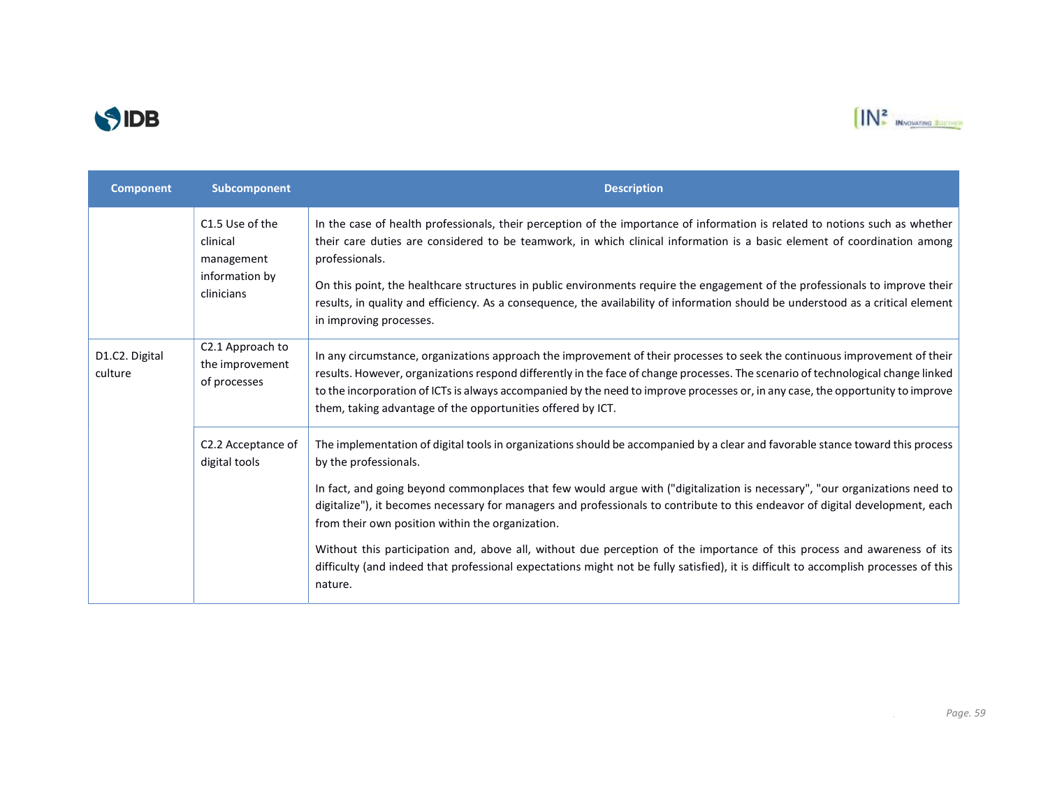| Component | Subcomponent | Description |
| --- | --- | --- |
| | C1.5 Use of the clinical management information by clinicians | In the case of health professionals, their perception of the importance of information is related to notions such as whether their care duties are considered to be teamwork, in which clinical information is a basic element of coordination among professionals.<br><br>On this point, the healthcare structures in public environments require the engagement of the professionals to improve their results, in quality and efficiency. As a consequence, the availability of information should be understood as a critical element in improving processes. |
| D1.C2. Digital culture | C2.1 Approach to the improvement of processes | In any circumstance, organizations approach the improvement of their processes to seek the continuous improvement of their results. However, organizations respond differently in the face of change processes. The scenario of technological change linked to the incorporation of ICTs is always accompanied by the need to improve processes or, in any case, the opportunity to improve them, taking advantage of the opportunities offered by ICT. |
| | C2.2 Acceptance of digital tools | The implementation of digital tools in organizations should be accompanied by a clear and favorable stance toward this process by the professionals.<br><br>In fact, and going beyond commonplaces that few would argue with ("digitalization is necessary", "our organizations need to digitalize"), it becomes necessary for managers and professionals to contribute to this endeavor of digital development, each from their own position within the organization.<br><br>Without this participation and, above all, without due perception of the importance of this process and awareness of its difficulty (and indeed that professional expectations might not be fully satisfied), it is difficult to accomplish processes of this nature. |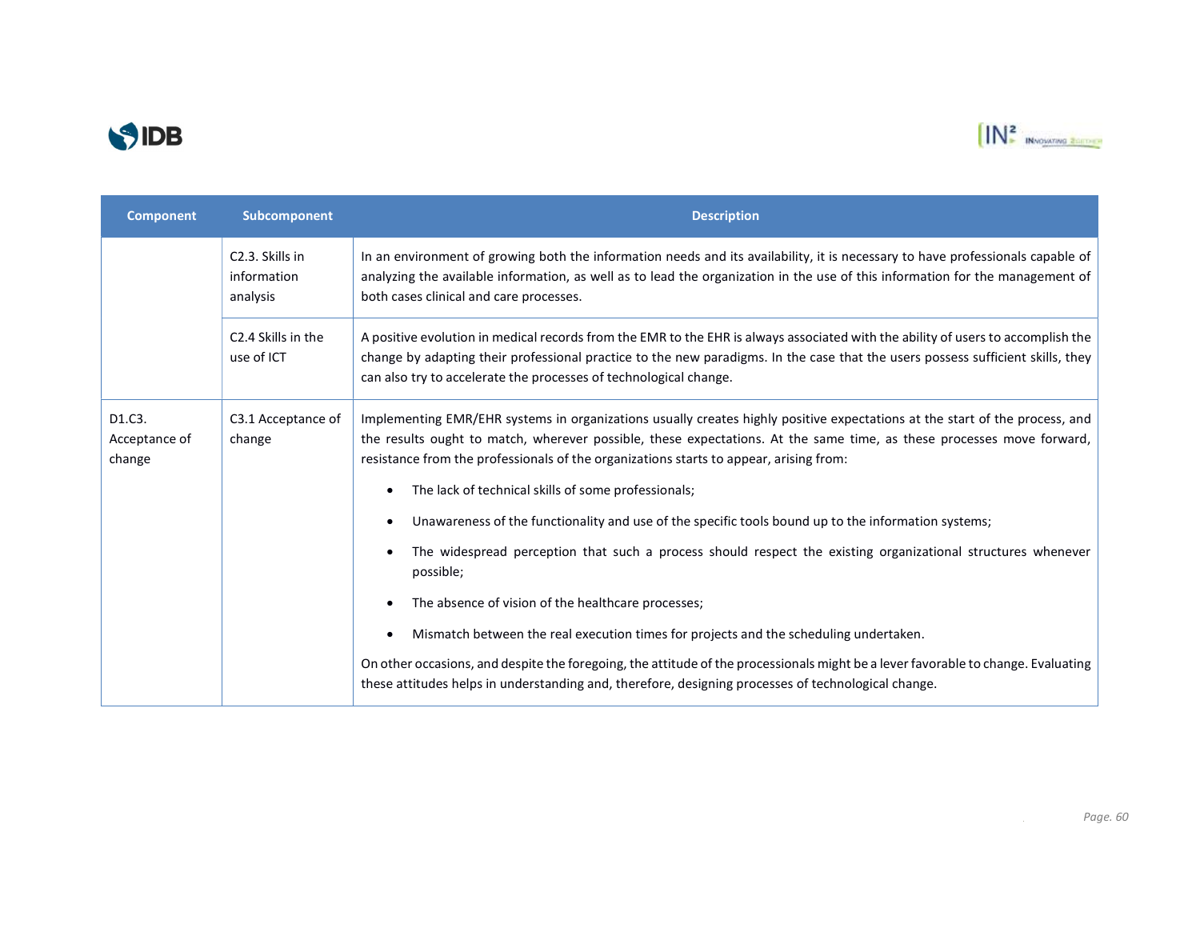| Component | Subcomponent | Description |
|---|---|---|
| | C2.3. Skills in information analysis | In an environment of growing both the information needs and its availability, it is necessary to have professionals capable of analyzing the available information, as well as to lead the organization in the use of this information for the management of both cases clinical and care processes. |
| | C2.4 Skills in the use of ICT | A positive evolution in medical records from the EMR to the EHR is always associated with the ability of users to accomplish the change by adapting their professional practice to the new paradigms. In the case that the users possess sufficient skills, they can also try to accelerate the processes of technological change. |
| D1.C3. Acceptance of change | C3.1 Acceptance of change | Implementing EMR/EHR systems in organizations usually creates highly positive expectations at the start of the process, and the results ought to match, wherever possible, these expectations. At the same time, as these processes move forward, resistance from the professionals of the organizations starts to appear, arising from:<br>• The lack of technical skills of some professionals;<br>• Unawareness of the functionality and use of the specific tools bound up to the information systems;<br>• The widespread perception that such a process should respect the existing organizational structures whenever possible;<br>• The absence of vision of the healthcare processes;<br>• Mismatch between the real execution times for projects and the scheduling undertaken.<br>On other occasions, and despite the foregoing, the attitude of the processionals might be a lever favorable to change. Evaluating these attitudes helps in understanding and, therefore, designing processes of technological change. |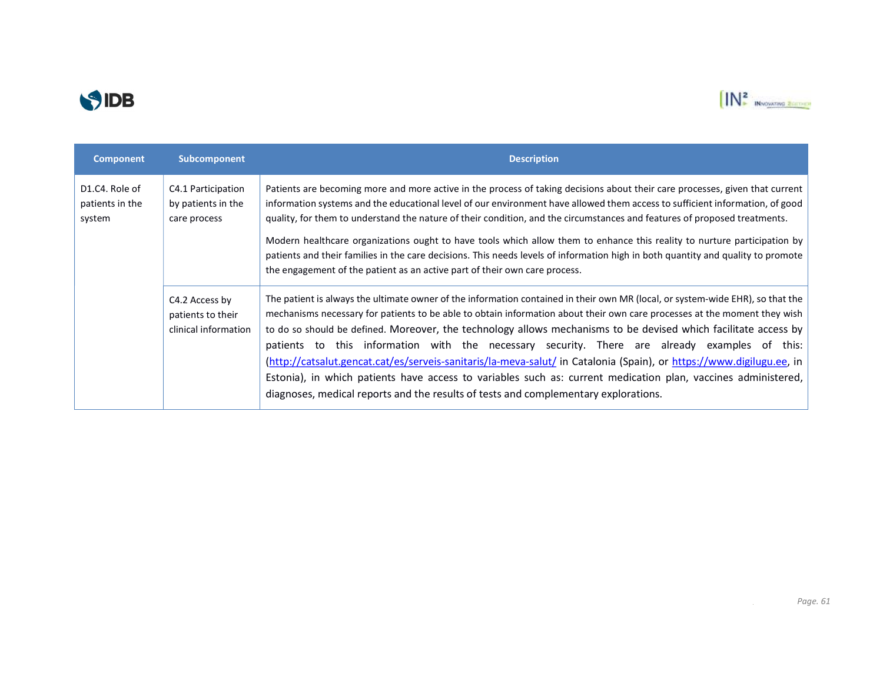| Component | Subcomponent | Description |
|---|---|---|
| D1.C4. Role of patients in the system | C4.1 Participation by patients in the care process | Patients are becoming more and more active in the process of taking decisions about their care processes, given that current information systems and the educational level of our environment have allowed them access to sufficient information, of good quality, for them to understand the nature of their condition, and the circumstances and features of proposed treatments.<br><br>Modern healthcare organizations ought to have tools which allow them to enhance this reality to nurture participation by patients and their families in the care decisions. This needs levels of information high in both quantity and quality to promote the engagement of the patient as an active part of their own care process. |
| | C4.2 Access by patients to their clinical information | The patient is always the ultimate owner of the information contained in their own MR (local, or system-wide EHR), so that the mechanisms necessary for patients to be able to obtain information about their own care processes at the moment they wish to do so should be defined. Moreover, the technology allows mechanisms to be devised which facilitate access by patients to this information with the necessary security. There are already examples of this: (http://catsalut.gencat.cat/es/serveis-sanitaris/la-meva-salut/ in Catalonia (Spain), or https://www.digilugu.ee, in Estonia), in which patients have access to variables such as: current medication plan, vaccines administered, diagnoses, medical reports and the results of tests and complementary explorations. |